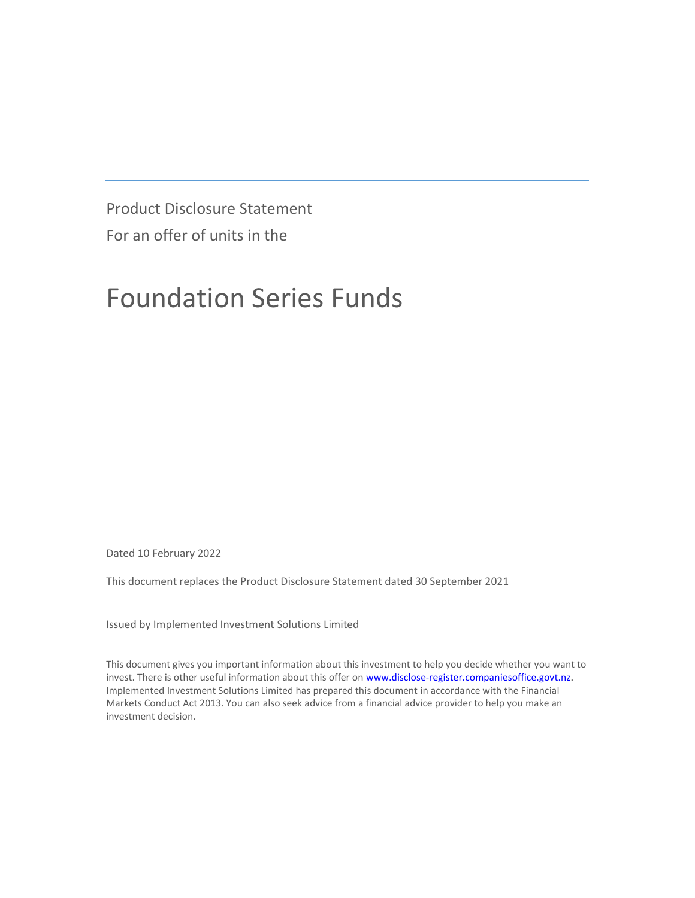Product Disclosure Statement

For an offer of units in the

# Foundation Series Funds

Dated 10 February 2022

This document replaces the Product Disclosure Statement dated 30 September 2021

Issued by Implemented Investment Solutions Limited

This document gives you important information about this investment to help you decide whether you want to invest. There is other useful information about this offer on [www.disclose-register.companiesoffice.govt.nz](http://www.disclose-register.companiesoffice.govt.nz). Implemented Investment Solutions Limited has prepared this document in accordance with the Financial Markets Conduct Act 2013. You can also seek advice from a financial advice provider to help you make an investment decision.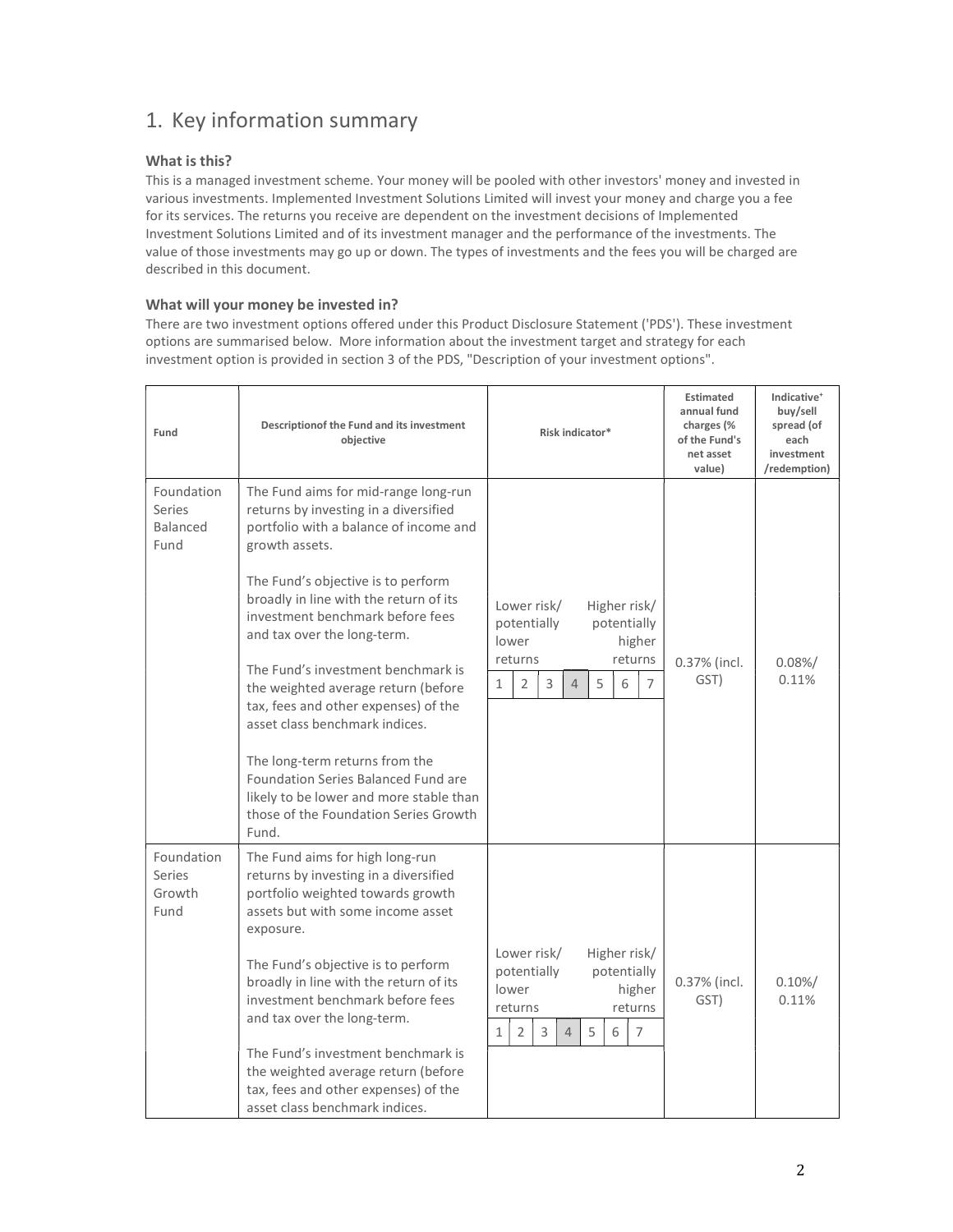## 1. Key information summary

### What is this?

This is a managed investment scheme. Your money will be pooled with other investors' money and invested in various investments. Implemented Investment Solutions Limited will invest your money and charge you a fee for its services. The returns you receive are dependent on the investment decisions of Implemented Investment Solutions Limited and of its investment manager and the performance of the investments. The value of those investments may go up or down. The types of investments and the fees you will be charged are described in this document.

### What will your money be invested in?

There are two investment options offered under this Product Disclosure Statement ('PDS'). These investment options are summarised below. More information about the investment target and strategy for each investment option is provided in section 3 of the PDS, "Description of your investment options".

| Fund | Descriptionof the Fund and its investment objective | Risk indicator* | Estimated annual fund charges (% of the Fund's net asset value) | Indicative+ buy/sell spread (of each investment /redemption) |
|---|---|---|---|---|
| Foundation Series Balanced Fund | The Fund aims for mid-range long-run returns by investing in a diversified portfolio with a balance of income and growth assets.<br><br>The Fund's objective is to perform broadly in line with the return of its investment benchmark before fees and tax over the long-term.<br><br>The Fund's investment benchmark is the weighted average return (before tax, fees and other expenses) of the asset class benchmark indices.<br><br>The long-term returns from the Foundation Series Balanced Fund are likely to be lower and more stable than those of the Foundation Series Growth Fund. | Lower risk/ potentially lower returns — Higher risk/ potentially higher returns<br>1 2 3 **4** 5 6 7 | 0.37% (incl. GST) | 0.08%/ 0.11% |
| Foundation Series Growth Fund | The Fund aims for high long-run returns by investing in a diversified portfolio weighted towards growth assets but with some income asset exposure.<br><br>The Fund's objective is to perform broadly in line with the return of its investment benchmark before fees and tax over the long-term.<br><br>The Fund's investment benchmark is the weighted average return (before tax, fees and other expenses) of the asset class benchmark indices. | Lower risk/ potentially lower returns — Higher risk/ potentially higher returns<br>1 2 3 **4** 5 6 7 | 0.37% (incl. GST) | 0.10%/ 0.11% |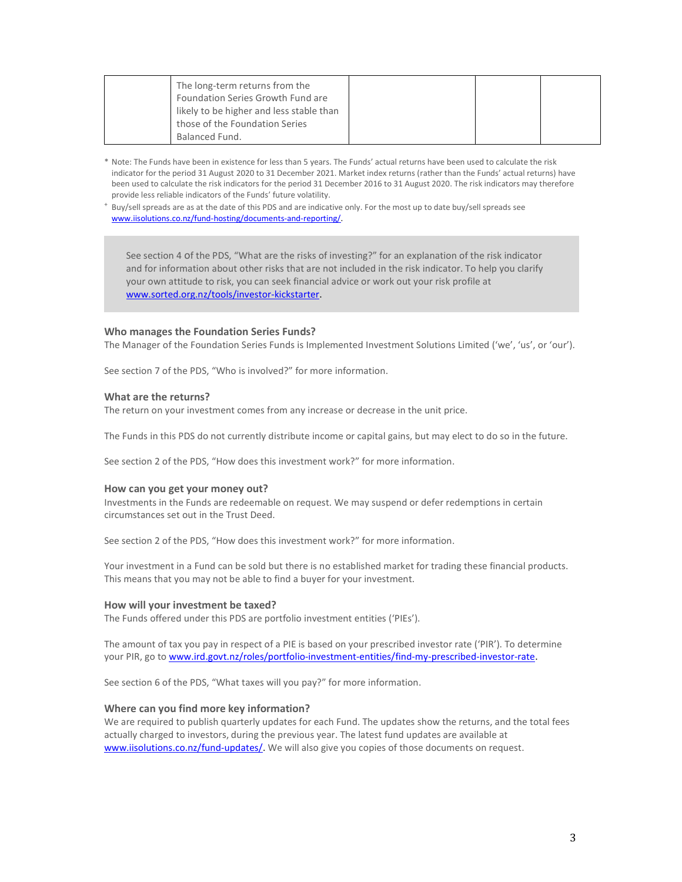|  | The long-term returns from the Foundation Series Growth Fund are likely to be higher and less stable than those of the Foundation Series Balanced Fund. |  |  |  |
|---|---|---|---|---|

* Note: The Funds have been in existence for less than 5 years. The Funds' actual returns have been used to calculate the risk indicator for the period 31 August 2020 to 31 December 2021. Market index returns (rather than the Funds' actual returns) have been used to calculate the risk indicators for the period 31 December 2016 to 31 August 2020. The risk indicators may therefore provide less reliable indicators of the Funds' future volatility.

+ Buy/sell spreads are as at the date of this PDS and are indicative only. For the most up to date buy/sell spreads see www.iisolutions.co.nz/fund-hosting/documents-and-reporting/.

> See section 4 of the PDS, "What are the risks of investing?" for an explanation of the risk indicator and for information about other risks that are not included in the risk indicator. To help you clarify your own attitude to risk, you can seek financial advice or work out your risk profile at www.sorted.org.nz/tools/investor-kickstarter.

### Who manages the Foundation Series Funds?

The Manager of the Foundation Series Funds is Implemented Investment Solutions Limited ('we', 'us', or 'our').

See section 7 of the PDS, "Who is involved?" for more information.

### What are the returns?

The return on your investment comes from any increase or decrease in the unit price.

The Funds in this PDS do not currently distribute income or capital gains, but may elect to do so in the future.

See section 2 of the PDS, "How does this investment work?" for more information.

### How can you get your money out?

Investments in the Funds are redeemable on request. We may suspend or defer redemptions in certain circumstances set out in the Trust Deed.

See section 2 of the PDS, "How does this investment work?" for more information.

Your investment in a Fund can be sold but there is no established market for trading these financial products. This means that you may not be able to find a buyer for your investment.

### How will your investment be taxed?

The Funds offered under this PDS are portfolio investment entities ('PIEs').

The amount of tax you pay in respect of a PIE is based on your prescribed investor rate ('PIR'). To determine your PIR, go to www.ird.govt.nz/roles/portfolio-investment-entities/find-my-prescribed-investor-rate.

See section 6 of the PDS, "What taxes will you pay?" for more information.

### Where can you find more key information?

We are required to publish quarterly updates for each Fund. The updates show the returns, and the total fees actually charged to investors, during the previous year. The latest fund updates are available at www.iisolutions.co.nz/fund-updates/. We will also give you copies of those documents on request.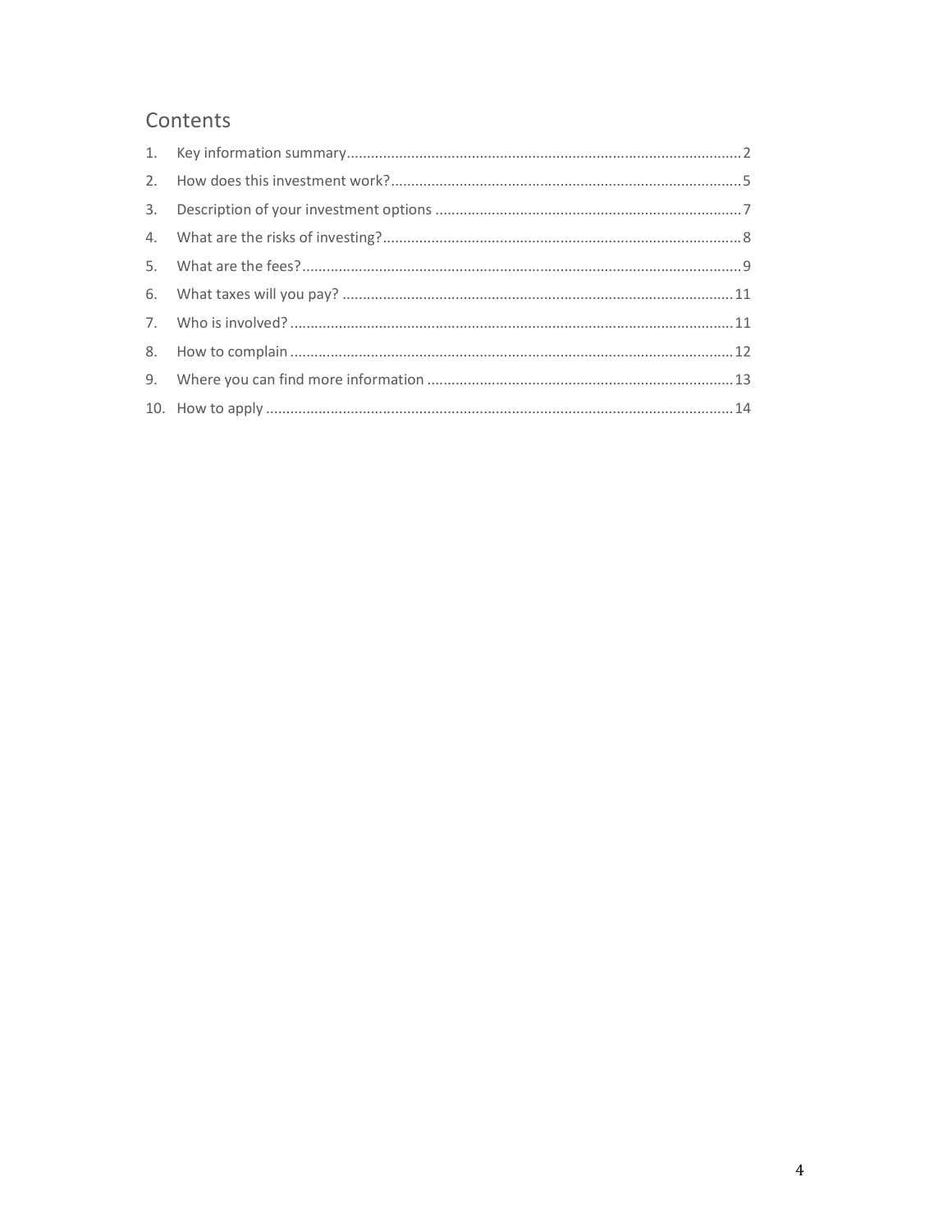## Contents

1. Key information summary.......2
2. How does this investment work?.......5
3. Description of your investment options.......7
4. What are the risks of investing?.......8
5. What are the fees?.......9
6. What taxes will you pay?.......11
7. Who is involved?.......11
8. How to complain.......12
9. Where you can find more information.......13
10. How to apply.......14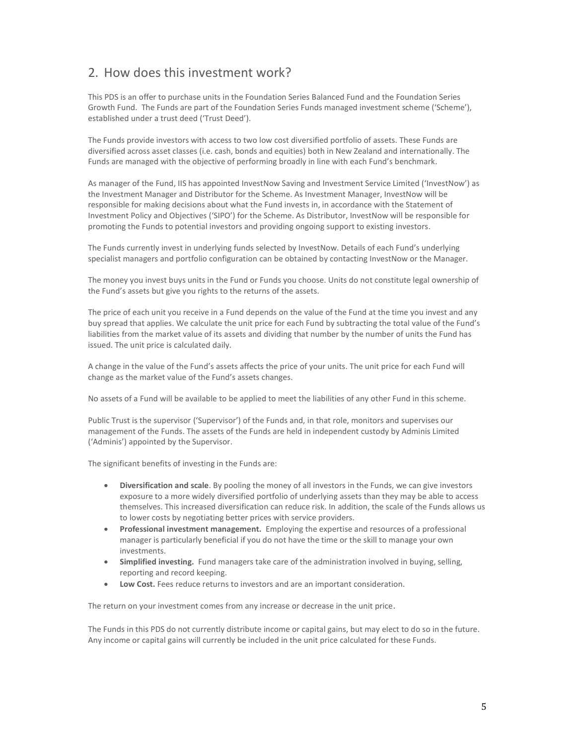## 2. How does this investment work?

This PDS is an offer to purchase units in the Foundation Series Balanced Fund and the Foundation Series Growth Fund. The Funds are part of the Foundation Series Funds managed investment scheme ('Scheme'), established under a trust deed ('Trust Deed').

The Funds provide investors with access to two low cost diversified portfolio of assets. These Funds are diversified across asset classes (i.e. cash, bonds and equities) both in New Zealand and internationally. The Funds are managed with the objective of performing broadly in line with each Fund's benchmark.

As manager of the Fund, IIS has appointed InvestNow Saving and Investment Service Limited ('InvestNow') as the Investment Manager and Distributor for the Scheme. As Investment Manager, InvestNow will be responsible for making decisions about what the Fund invests in, in accordance with the Statement of Investment Policy and Objectives ('SIPO') for the Scheme. As Distributor, InvestNow will be responsible for promoting the Funds to potential investors and providing ongoing support to existing investors.

The Funds currently invest in underlying funds selected by InvestNow. Details of each Fund's underlying specialist managers and portfolio configuration can be obtained by contacting InvestNow or the Manager.

The money you invest buys units in the Fund or Funds you choose. Units do not constitute legal ownership of the Fund's assets but give you rights to the returns of the assets.

The price of each unit you receive in a Fund depends on the value of the Fund at the time you invest and any buy spread that applies. We calculate the unit price for each Fund by subtracting the total value of the Fund's liabilities from the market value of its assets and dividing that number by the number of units the Fund has issued. The unit price is calculated daily.

A change in the value of the Fund's assets affects the price of your units. The unit price for each Fund will change as the market value of the Fund's assets changes.

No assets of a Fund will be available to be applied to meet the liabilities of any other Fund in this scheme.

Public Trust is the supervisor ('Supervisor') of the Funds and, in that role, monitors and supervises our management of the Funds. The assets of the Funds are held in independent custody by Adminis Limited ('Adminis') appointed by the Supervisor.

The significant benefits of investing in the Funds are:

- **Diversification and scale**. By pooling the money of all investors in the Funds, we can give investors exposure to a more widely diversified portfolio of underlying assets than they may be able to access themselves. This increased diversification can reduce risk. In addition, the scale of the Funds allows us to lower costs by negotiating better prices with service providers.
- **Professional investment management.** Employing the expertise and resources of a professional manager is particularly beneficial if you do not have the time or the skill to manage your own investments.
- **Simplified investing.** Fund managers take care of the administration involved in buying, selling, reporting and record keeping.
- **Low Cost.** Fees reduce returns to investors and are an important consideration.

The return on your investment comes from any increase or decrease in the unit price.

The Funds in this PDS do not currently distribute income or capital gains, but may elect to do so in the future. Any income or capital gains will currently be included in the unit price calculated for these Funds.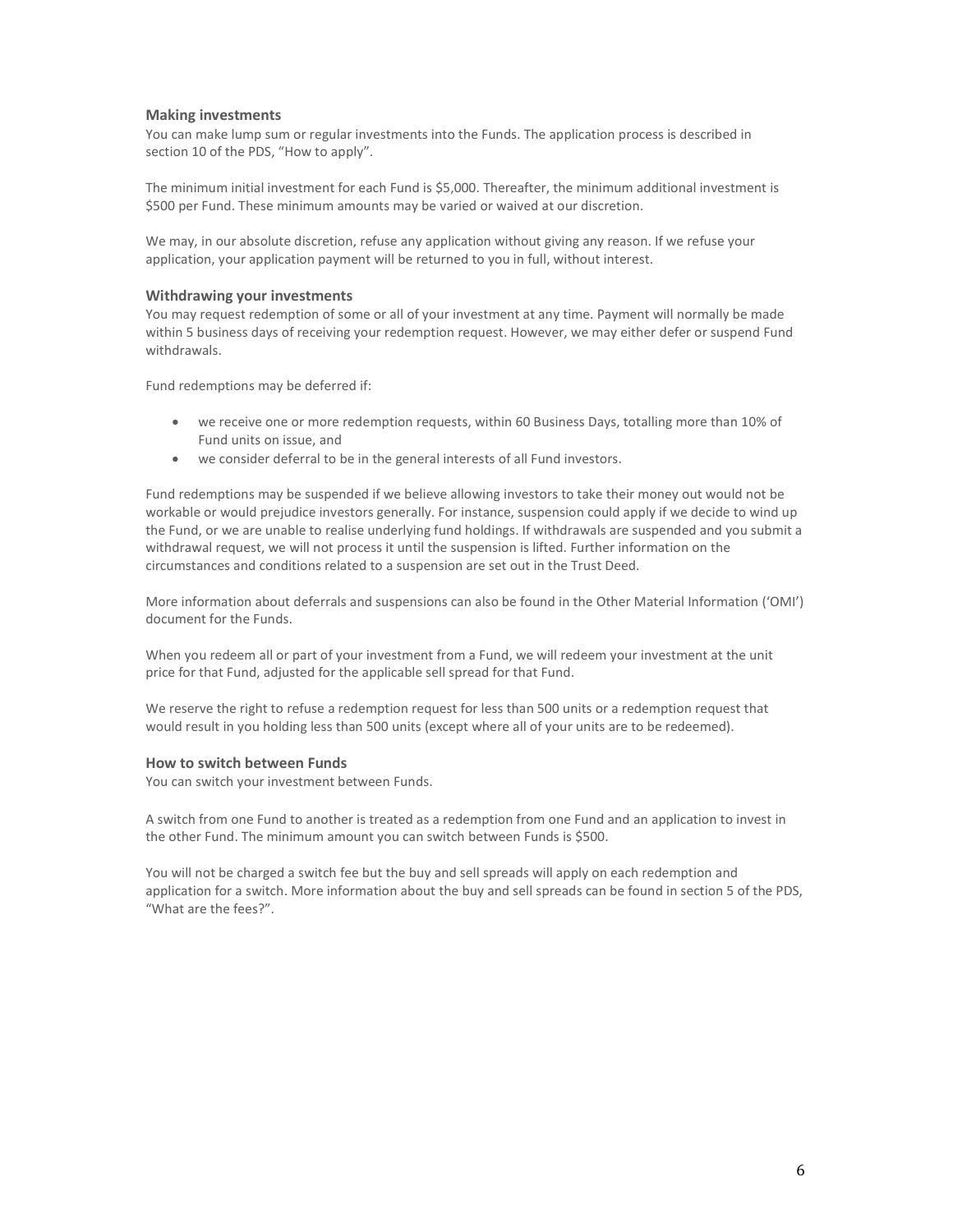### Making investments

You can make lump sum or regular investments into the Funds. The application process is described in section 10 of the PDS, "How to apply".

The minimum initial investment for each Fund is $5,000. Thereafter, the minimum additional investment is $500 per Fund. These minimum amounts may be varied or waived at our discretion.

We may, in our absolute discretion, refuse any application without giving any reason. If we refuse your application, your application payment will be returned to you in full, without interest.

### Withdrawing your investments

You may request redemption of some or all of your investment at any time. Payment will normally be made within 5 business days of receiving your redemption request. However, we may either defer or suspend Fund withdrawals.

Fund redemptions may be deferred if:

- we receive one or more redemption requests, within 60 Business Days, totalling more than 10% of Fund units on issue, and
- we consider deferral to be in the general interests of all Fund investors.

Fund redemptions may be suspended if we believe allowing investors to take their money out would not be workable or would prejudice investors generally. For instance, suspension could apply if we decide to wind up the Fund, or we are unable to realise underlying fund holdings. If withdrawals are suspended and you submit a withdrawal request, we will not process it until the suspension is lifted. Further information on the circumstances and conditions related to a suspension are set out in the Trust Deed.

More information about deferrals and suspensions can also be found in the Other Material Information ('OMI') document for the Funds.

When you redeem all or part of your investment from a Fund, we will redeem your investment at the unit price for that Fund, adjusted for the applicable sell spread for that Fund.

We reserve the right to refuse a redemption request for less than 500 units or a redemption request that would result in you holding less than 500 units (except where all of your units are to be redeemed).

### How to switch between Funds

You can switch your investment between Funds.

A switch from one Fund to another is treated as a redemption from one Fund and an application to invest in the other Fund. The minimum amount you can switch between Funds is $500.

You will not be charged a switch fee but the buy and sell spreads will apply on each redemption and application for a switch. More information about the buy and sell spreads can be found in section 5 of the PDS, "What are the fees?".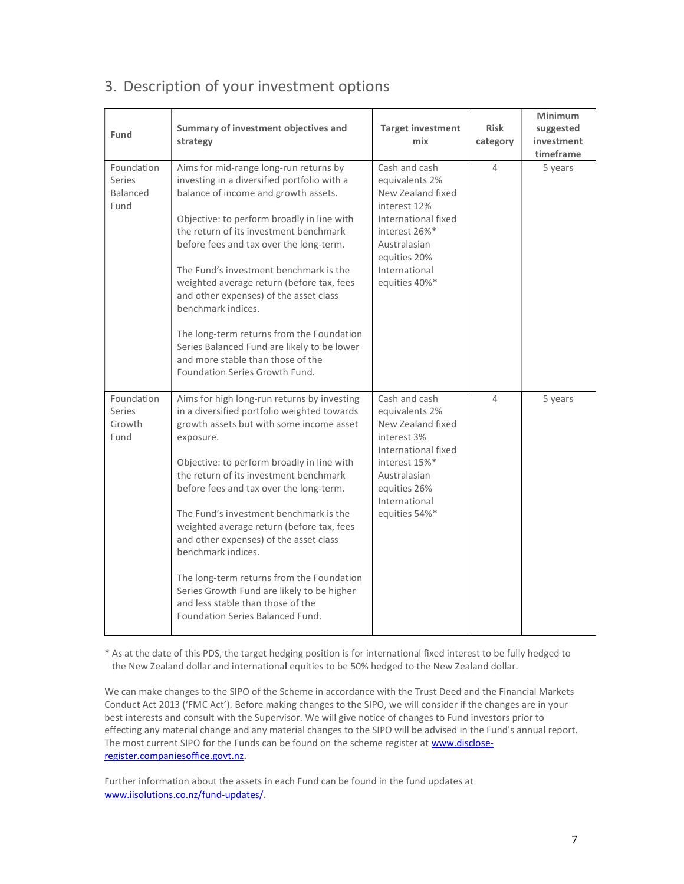## 3. Description of your investment options

| Fund | Summary of investment objectives and strategy | Target investment mix | Risk category | Minimum suggested investment timeframe |
|---|---|---|---|---|
| Foundation Series Balanced Fund | Aims for mid-range long-run returns by investing in a diversified portfolio with a balance of income and growth assets.<br><br>Objective: to perform broadly in line with the return of its investment benchmark before fees and tax over the long-term.<br><br>The Fund's investment benchmark is the weighted average return (before tax, fees and other expenses) of the asset class benchmark indices.<br><br>The long-term returns from the Foundation Series Balanced Fund are likely to be lower and more stable than those of the Foundation Series Growth Fund. | Cash and cash equivalents 2%<br>New Zealand fixed interest 12%<br>International fixed interest 26%*<br>Australasian equities 20%<br>International equities 40%* | 4 | 5 years |
| Foundation Series Growth Fund | Aims for high long-run returns by investing in a diversified portfolio weighted towards growth assets but with some income asset exposure.<br><br>Objective: to perform broadly in line with the return of its investment benchmark before fees and tax over the long-term.<br><br>The Fund's investment benchmark is the weighted average return (before tax, fees and other expenses) of the asset class benchmark indices.<br><br>The long-term returns from the Foundation Series Growth Fund are likely to be higher and less stable than those of the Foundation Series Balanced Fund. | Cash and cash equivalents 2%<br>New Zealand fixed interest 3%<br>International fixed interest 15%*<br>Australasian equities 26%<br>International equities 54%* | 4 | 5 years |

* As at the date of this PDS, the target hedging position is for international fixed interest to be fully hedged to the New Zealand dollar and international equities to be 50% hedged to the New Zealand dollar.

We can make changes to the SIPO of the Scheme in accordance with the Trust Deed and the Financial Markets Conduct Act 2013 ('FMC Act'). Before making changes to the SIPO, we will consider if the changes are in your best interests and consult with the Supervisor. We will give notice of changes to Fund investors prior to effecting any material change and any material changes to the SIPO will be advised in the Fund's annual report. The most current SIPO for the Funds can be found on the scheme register at www.disclose-register.companiesoffice.govt.nz.

Further information about the assets in each Fund can be found in the fund updates at www.iisolutions.co.nz/fund-updates/.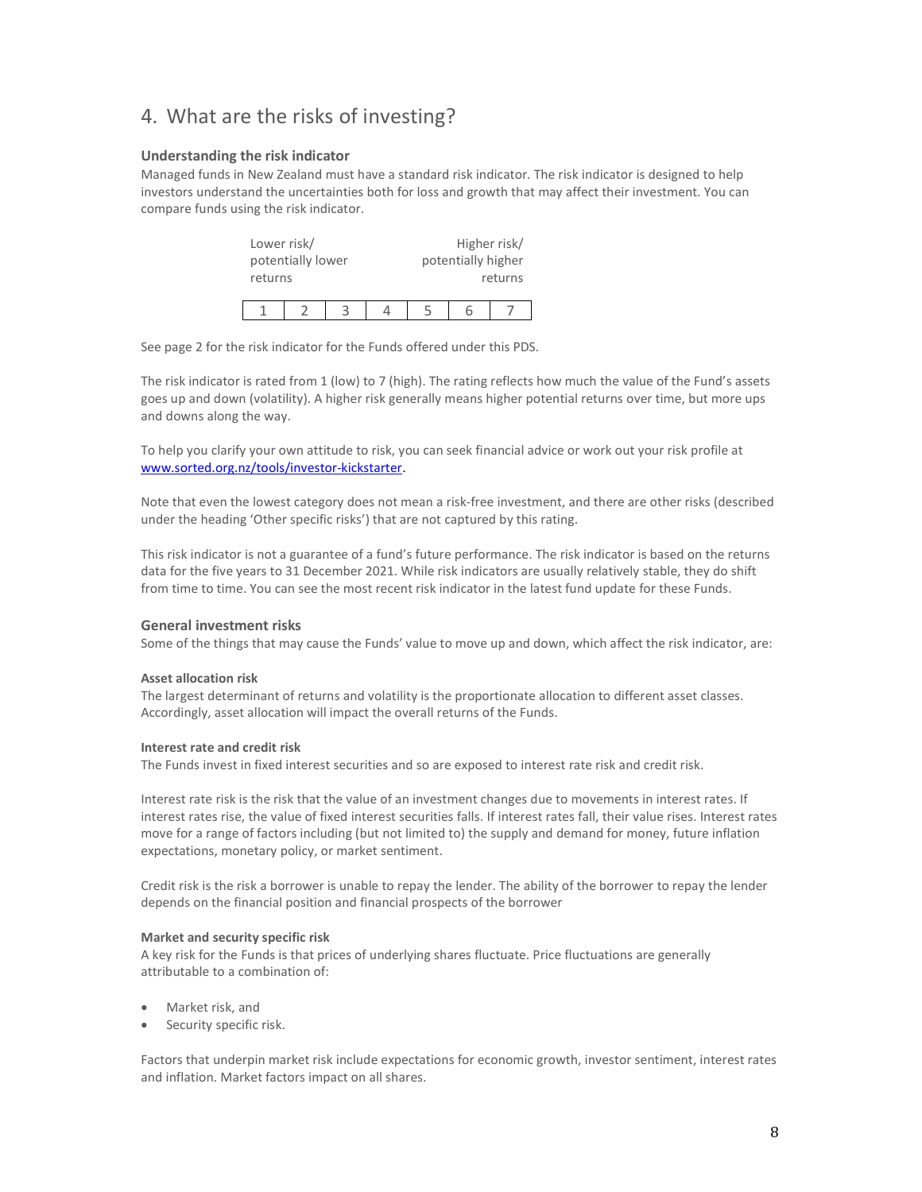## 4. What are the risks of investing?

### Understanding the risk indicator

Managed funds in New Zealand must have a standard risk indicator. The risk indicator is designed to help investors understand the uncertainties both for loss and growth that may affect their investment. You can compare funds using the risk indicator.

| Lower risk/ potentially lower returns | | | | | | Higher risk/ potentially higher returns |
|---|---|---|---|---|---|---|
| 1 | 2 | 3 | 4 | 5 | 6 | 7 |

See page 2 for the risk indicator for the Funds offered under this PDS.

The risk indicator is rated from 1 (low) to 7 (high). The rating reflects how much the value of the Fund's assets goes up and down (volatility). A higher risk generally means higher potential returns over time, but more ups and downs along the way.

To help you clarify your own attitude to risk, you can seek financial advice or work out your risk profile at [www.sorted.org.nz/tools/investor-kickstarter](www.sorted.org.nz/tools/investor-kickstarter).

Note that even the lowest category does not mean a risk-free investment, and there are other risks (described under the heading 'Other specific risks') that are not captured by this rating.

This risk indicator is not a guarantee of a fund's future performance. The risk indicator is based on the returns data for the five years to 31 December 2021. While risk indicators are usually relatively stable, they do shift from time to time. You can see the most recent risk indicator in the latest fund update for these Funds.

### General investment risks

Some of the things that may cause the Funds' value to move up and down, which affect the risk indicator, are:

**Asset allocation risk**

The largest determinant of returns and volatility is the proportionate allocation to different asset classes. Accordingly, asset allocation will impact the overall returns of the Funds.

**Interest rate and credit risk**

The Funds invest in fixed interest securities and so are exposed to interest rate risk and credit risk.

Interest rate risk is the risk that the value of an investment changes due to movements in interest rates. If interest rates rise, the value of fixed interest securities falls. If interest rates fall, their value rises. Interest rates move for a range of factors including (but not limited to) the supply and demand for money, future inflation expectations, monetary policy, or market sentiment.

Credit risk is the risk a borrower is unable to repay the lender. The ability of the borrower to repay the lender depends on the financial position and financial prospects of the borrower

**Market and security specific risk**

A key risk for the Funds is that prices of underlying shares fluctuate. Price fluctuations are generally attributable to a combination of:

- Market risk, and
- Security specific risk.

Factors that underpin market risk include expectations for economic growth, investor sentiment, interest rates and inflation. Market factors impact on all shares.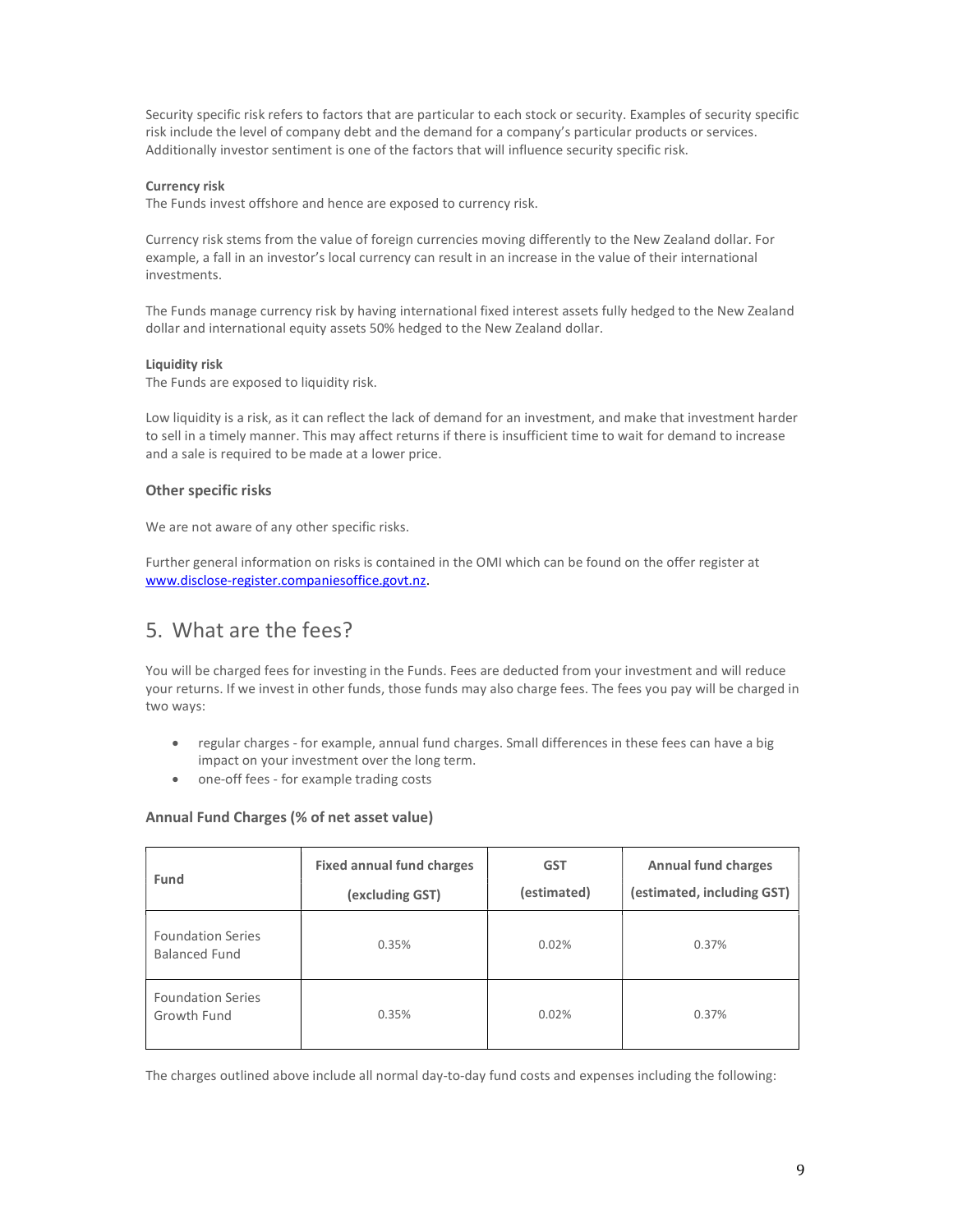Security specific risk refers to factors that are particular to each stock or security. Examples of security specific risk include the level of company debt and the demand for a company's particular products or services. Additionally investor sentiment is one of the factors that will influence security specific risk.

**Currency risk**

The Funds invest offshore and hence are exposed to currency risk.

Currency risk stems from the value of foreign currencies moving differently to the New Zealand dollar. For example, a fall in an investor's local currency can result in an increase in the value of their international investments.

The Funds manage currency risk by having international fixed interest assets fully hedged to the New Zealand dollar and international equity assets 50% hedged to the New Zealand dollar.

**Liquidity risk**

The Funds are exposed to liquidity risk.

Low liquidity is a risk, as it can reflect the lack of demand for an investment, and make that investment harder to sell in a timely manner. This may affect returns if there is insufficient time to wait for demand to increase and a sale is required to be made at a lower price.

### Other specific risks

We are not aware of any other specific risks.

Further general information on risks is contained in the OMI which can be found on the offer register at www.disclose-register.companiesoffice.govt.nz.

## 5. What are the fees?

You will be charged fees for investing in the Funds. Fees are deducted from your investment and will reduce your returns. If we invest in other funds, those funds may also charge fees. The fees you pay will be charged in two ways:

- regular charges - for example, annual fund charges. Small differences in these fees can have a big impact on your investment over the long term.
- one-off fees - for example trading costs

### Annual Fund Charges (% of net asset value)

| Fund | Fixed annual fund charges (excluding GST) | GST (estimated) | Annual fund charges (estimated, including GST) |
|---|---|---|---|
| Foundation Series Balanced Fund | 0.35% | 0.02% | 0.37% |
| Foundation Series Growth Fund | 0.35% | 0.02% | 0.37% |

The charges outlined above include all normal day-to-day fund costs and expenses including the following: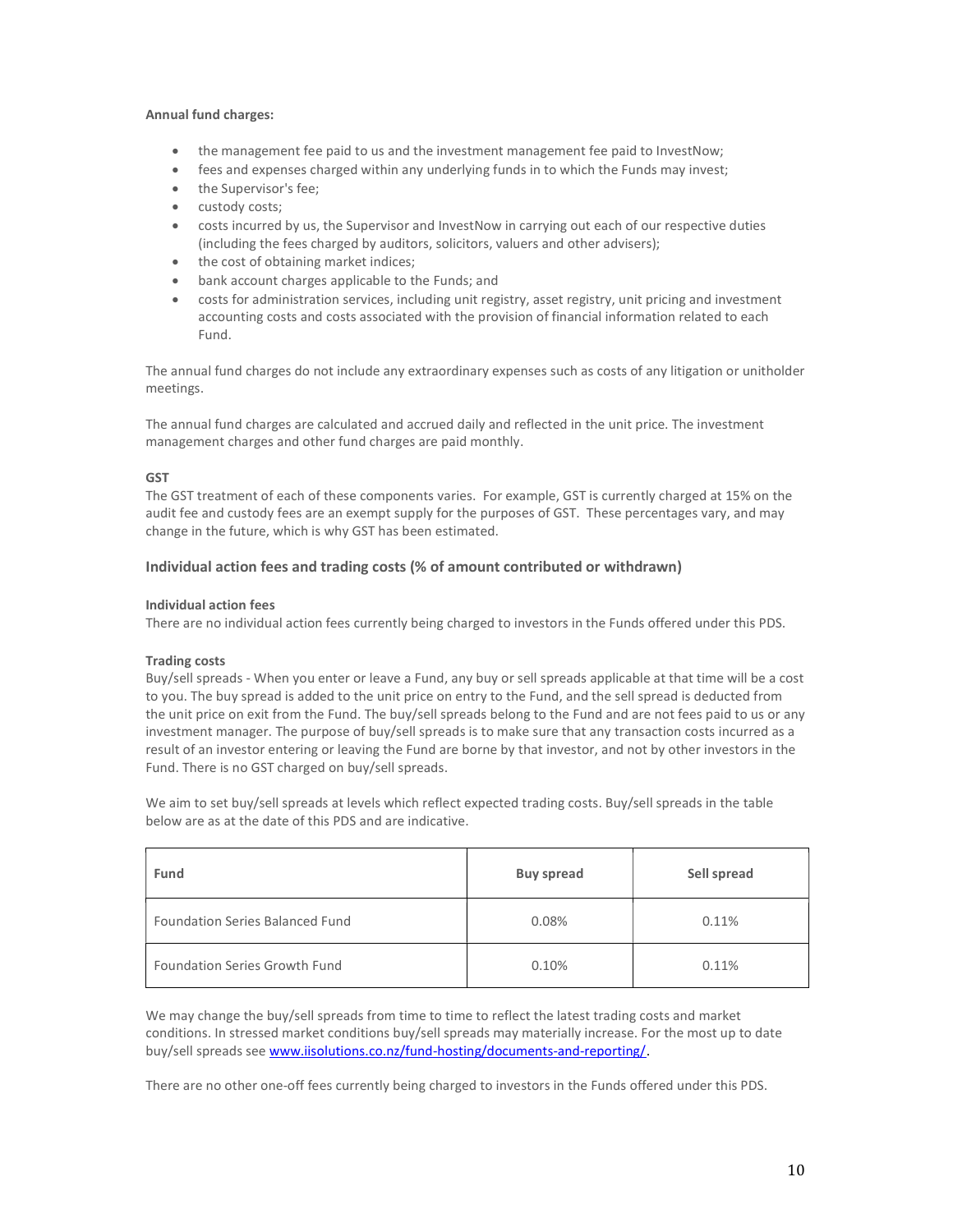**Annual fund charges:**

- the management fee paid to us and the investment management fee paid to InvestNow;
- fees and expenses charged within any underlying funds in to which the Funds may invest;
- the Supervisor's fee;
- custody costs;
- costs incurred by us, the Supervisor and InvestNow in carrying out each of our respective duties (including the fees charged by auditors, solicitors, valuers and other advisers);
- the cost of obtaining market indices;
- bank account charges applicable to the Funds; and
- costs for administration services, including unit registry, asset registry, unit pricing and investment accounting costs and costs associated with the provision of financial information related to each Fund.

The annual fund charges do not include any extraordinary expenses such as costs of any litigation or unitholder meetings.

The annual fund charges are calculated and accrued daily and reflected in the unit price. The investment management charges and other fund charges are paid monthly.

**GST**

The GST treatment of each of these components varies. For example, GST is currently charged at 15% on the audit fee and custody fees are an exempt supply for the purposes of GST. These percentages vary, and may change in the future, which is why GST has been estimated.

### Individual action fees and trading costs (% of amount contributed or withdrawn)

**Individual action fees**

There are no individual action fees currently being charged to investors in the Funds offered under this PDS.

**Trading costs**

Buy/sell spreads - When you enter or leave a Fund, any buy or sell spreads applicable at that time will be a cost to you. The buy spread is added to the unit price on entry to the Fund, and the sell spread is deducted from the unit price on exit from the Fund. The buy/sell spreads belong to the Fund and are not fees paid to us or any investment manager. The purpose of buy/sell spreads is to make sure that any transaction costs incurred as a result of an investor entering or leaving the Fund are borne by that investor, and not by other investors in the Fund. There is no GST charged on buy/sell spreads.

We aim to set buy/sell spreads at levels which reflect expected trading costs. Buy/sell spreads in the table below are as at the date of this PDS and are indicative.

| Fund | Buy spread | Sell spread |
|---|---|---|
| Foundation Series Balanced Fund | 0.08% | 0.11% |
| Foundation Series Growth Fund | 0.10% | 0.11% |

We may change the buy/sell spreads from time to time to reflect the latest trading costs and market conditions. In stressed market conditions buy/sell spreads may materially increase. For the most up to date buy/sell spreads see www.iisolutions.co.nz/fund-hosting/documents-and-reporting/.

There are no other one-off fees currently being charged to investors in the Funds offered under this PDS.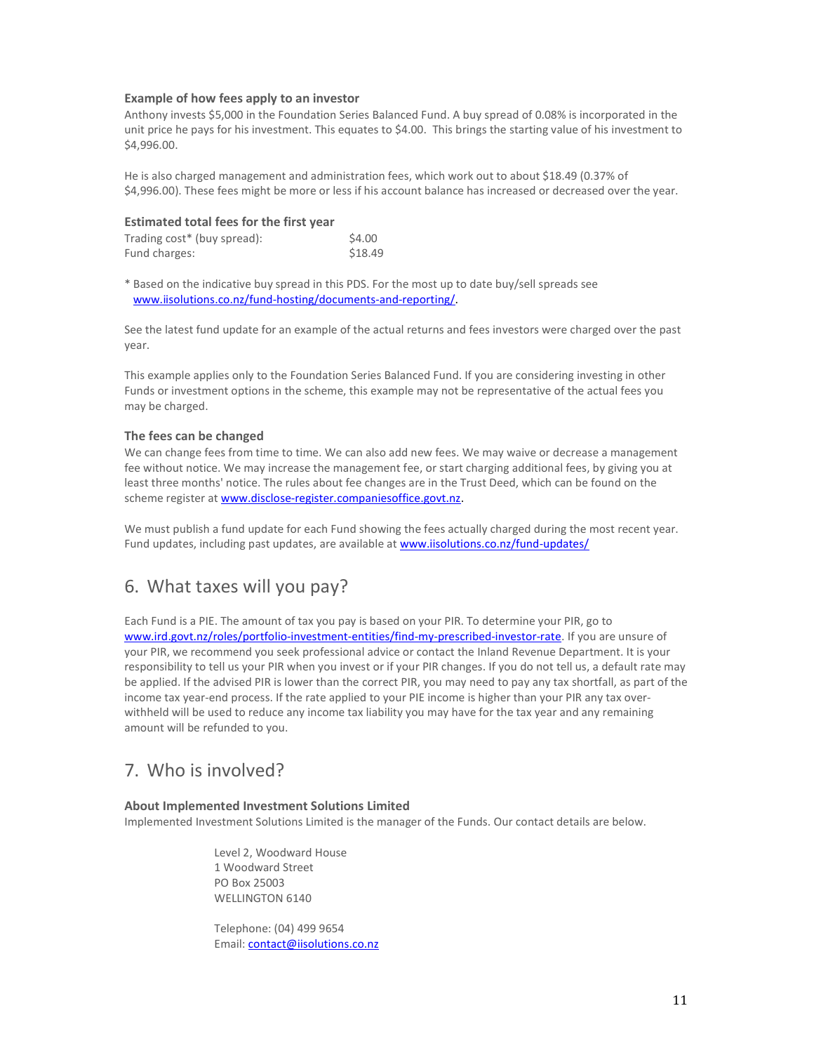**Example of how fees apply to an investor**

Anthony invests $5,000 in the Foundation Series Balanced Fund. A buy spread of 0.08% is incorporated in the unit price he pays for his investment. This equates to $4.00. This brings the starting value of his investment to $4,996.00.

He is also charged management and administration fees, which work out to about $18.49 (0.37% of $4,996.00). These fees might be more or less if his account balance has increased or decreased over the year.

**Estimated total fees for the first year**

| | |
|---|---|
| Trading cost* (buy spread): | $4.00 |
| Fund charges: | $18.49 |

* Based on the indicative buy spread in this PDS. For the most up to date buy/sell spreads see www.iisolutions.co.nz/fund-hosting/documents-and-reporting/.

See the latest fund update for an example of the actual returns and fees investors were charged over the past year.

This example applies only to the Foundation Series Balanced Fund. If you are considering investing in other Funds or investment options in the scheme, this example may not be representative of the actual fees you may be charged.

**The fees can be changed**

We can change fees from time to time. We can also add new fees. We may waive or decrease a management fee without notice. We may increase the management fee, or start charging additional fees, by giving you at least three months' notice. The rules about fee changes are in the Trust Deed, which can be found on the scheme register at www.disclose-register.companiesoffice.govt.nz.

We must publish a fund update for each Fund showing the fees actually charged during the most recent year. Fund updates, including past updates, are available at www.iisolutions.co.nz/fund-updates/

## 6. What taxes will you pay?

Each Fund is a PIE. The amount of tax you pay is based on your PIR. To determine your PIR, go to www.ird.govt.nz/roles/portfolio-investment-entities/find-my-prescribed-investor-rate. If you are unsure of your PIR, we recommend you seek professional advice or contact the Inland Revenue Department. It is your responsibility to tell us your PIR when you invest or if your PIR changes. If you do not tell us, a default rate may be applied. If the advised PIR is lower than the correct PIR, you may need to pay any tax shortfall, as part of the income tax year-end process. If the rate applied to your PIE income is higher than your PIR any tax over-withheld will be used to reduce any income tax liability you may have for the tax year and any remaining amount will be refunded to you.

## 7. Who is involved?

**About Implemented Investment Solutions Limited**

Implemented Investment Solutions Limited is the manager of the Funds. Our contact details are below.

Level 2, Woodward House
1 Woodward Street
PO Box 25003
WELLINGTON 6140

Telephone: (04) 499 9654
Email: contact@iisolutions.co.nz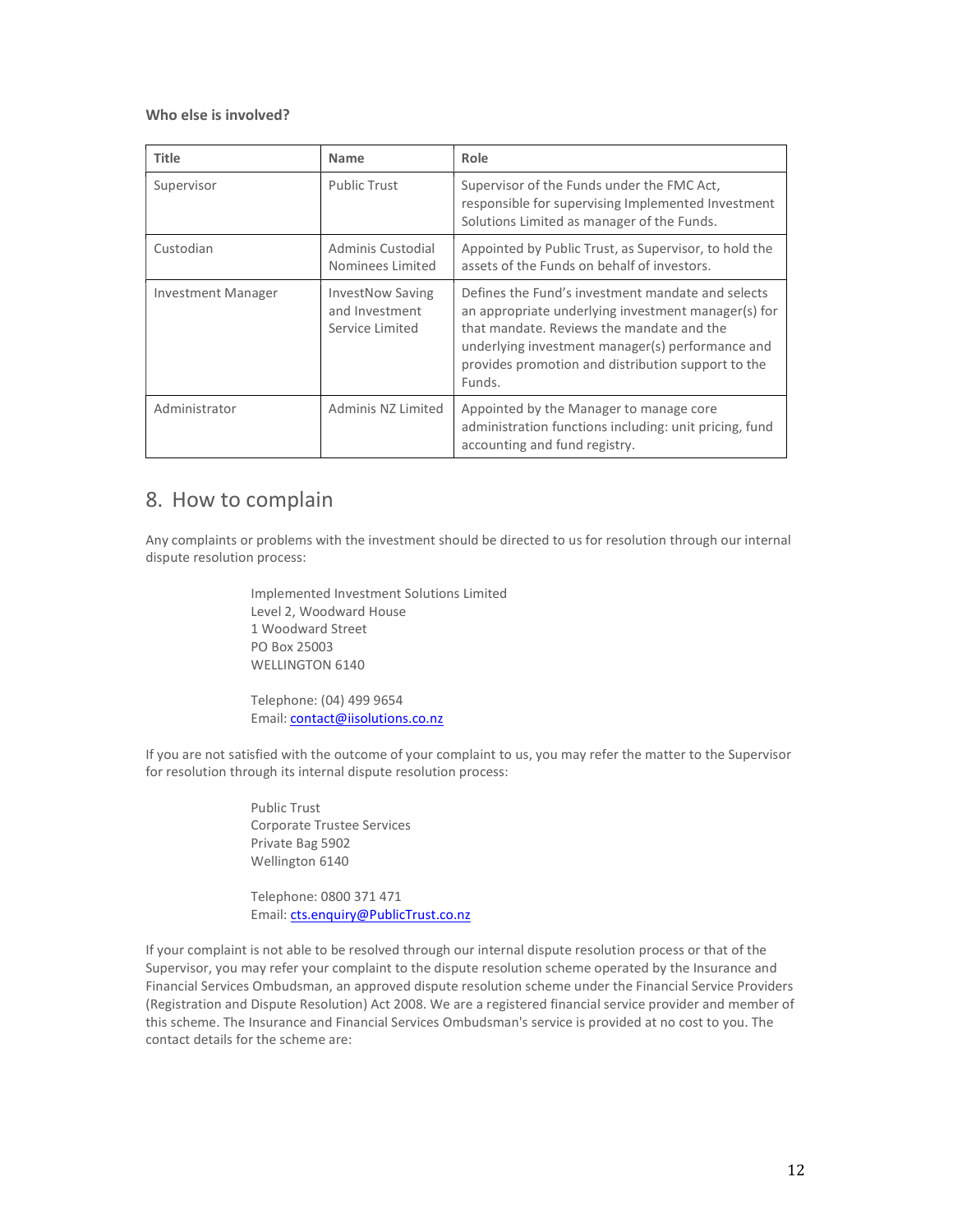**Who else is involved?**

| Title | Name | Role |
|---|---|---|
| Supervisor | Public Trust | Supervisor of the Funds under the FMC Act, responsible for supervising Implemented Investment Solutions Limited as manager of the Funds. |
| Custodian | Adminis Custodial Nominees Limited | Appointed by Public Trust, as Supervisor, to hold the assets of the Funds on behalf of investors. |
| Investment Manager | InvestNow Saving and Investment Service Limited | Defines the Fund's investment mandate and selects an appropriate underlying investment manager(s) for that mandate. Reviews the mandate and the underlying investment manager(s) performance and provides promotion and distribution support to the Funds. |
| Administrator | Adminis NZ Limited | Appointed by the Manager to manage core administration functions including: unit pricing, fund accounting and fund registry. |

## 8. How to complain

Any complaints or problems with the investment should be directed to us for resolution through our internal dispute resolution process:

Implemented Investment Solutions Limited
Level 2, Woodward House
1 Woodward Street
PO Box 25003
WELLINGTON 6140

Telephone: (04) 499 9654
Email: contact@iisolutions.co.nz

If you are not satisfied with the outcome of your complaint to us, you may refer the matter to the Supervisor for resolution through its internal dispute resolution process:

Public Trust
Corporate Trustee Services
Private Bag 5902
Wellington 6140

Telephone: 0800 371 471
Email: cts.enquiry@PublicTrust.co.nz

If your complaint is not able to be resolved through our internal dispute resolution process or that of the Supervisor, you may refer your complaint to the dispute resolution scheme operated by the Insurance and Financial Services Ombudsman, an approved dispute resolution scheme under the Financial Service Providers (Registration and Dispute Resolution) Act 2008. We are a registered financial service provider and member of this scheme. The Insurance and Financial Services Ombudsman's service is provided at no cost to you. The contact details for the scheme are: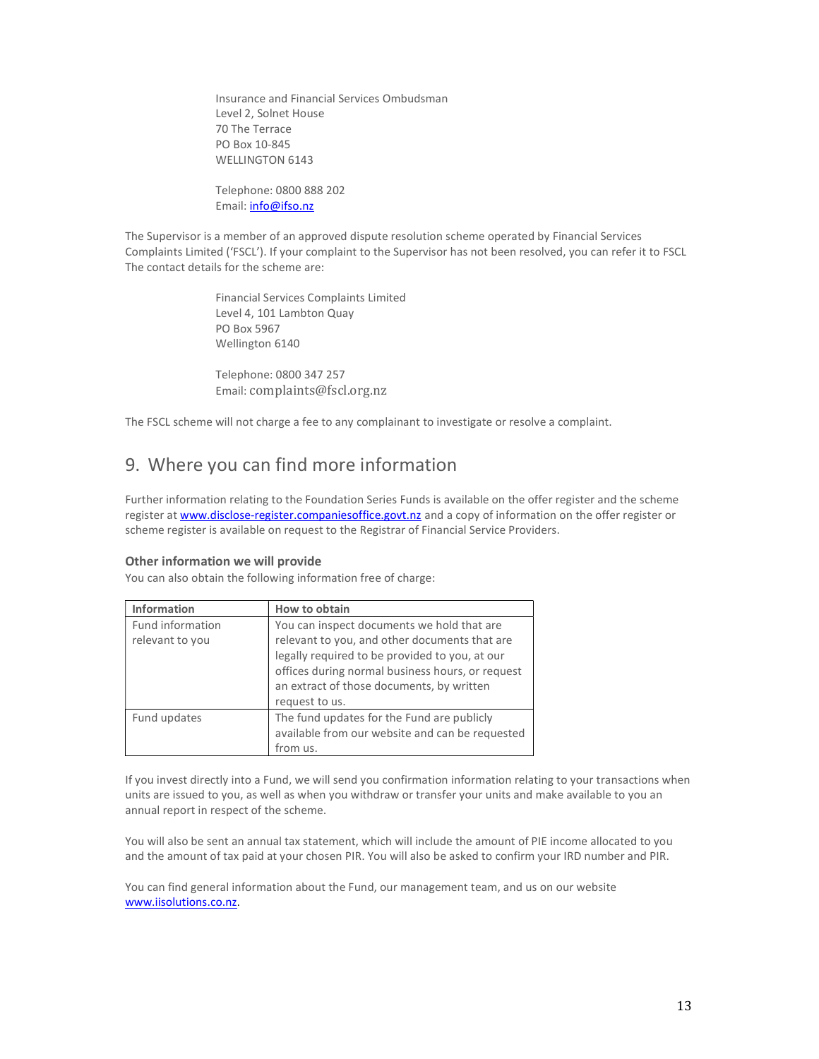Insurance and Financial Services Ombudsman
Level 2, Solnet House
70 The Terrace
PO Box 10-845
WELLINGTON 6143

Telephone: 0800 888 202
Email: info@ifso.nz

The Supervisor is a member of an approved dispute resolution scheme operated by Financial Services Complaints Limited ('FSCL'). If your complaint to the Supervisor has not been resolved, you can refer it to FSCL The contact details for the scheme are:

Financial Services Complaints Limited
Level 4, 101 Lambton Quay
PO Box 5967
Wellington 6140

Telephone: 0800 347 257
Email: complaints@fscl.org.nz

The FSCL scheme will not charge a fee to any complainant to investigate or resolve a complaint.

## 9. Where you can find more information

Further information relating to the Foundation Series Funds is available on the offer register and the scheme register at www.disclose-register.companiesoffice.govt.nz and a copy of information on the offer register or scheme register is available on request to the Registrar of Financial Service Providers.

### Other information we will provide

You can also obtain the following information free of charge:

| Information | How to obtain |
|---|---|
| Fund information relevant to you | You can inspect documents we hold that are relevant to you, and other documents that are legally required to be provided to you, at our offices during normal business hours, or request an extract of those documents, by written request to us. |
| Fund updates | The fund updates for the Fund are publicly available from our website and can be requested from us. |

If you invest directly into a Fund, we will send you confirmation information relating to your transactions when units are issued to you, as well as when you withdraw or transfer your units and make available to you an annual report in respect of the scheme.

You will also be sent an annual tax statement, which will include the amount of PIE income allocated to you and the amount of tax paid at your chosen PIR. You will also be asked to confirm your IRD number and PIR.

You can find general information about the Fund, our management team, and us on our website www.iisolutions.co.nz.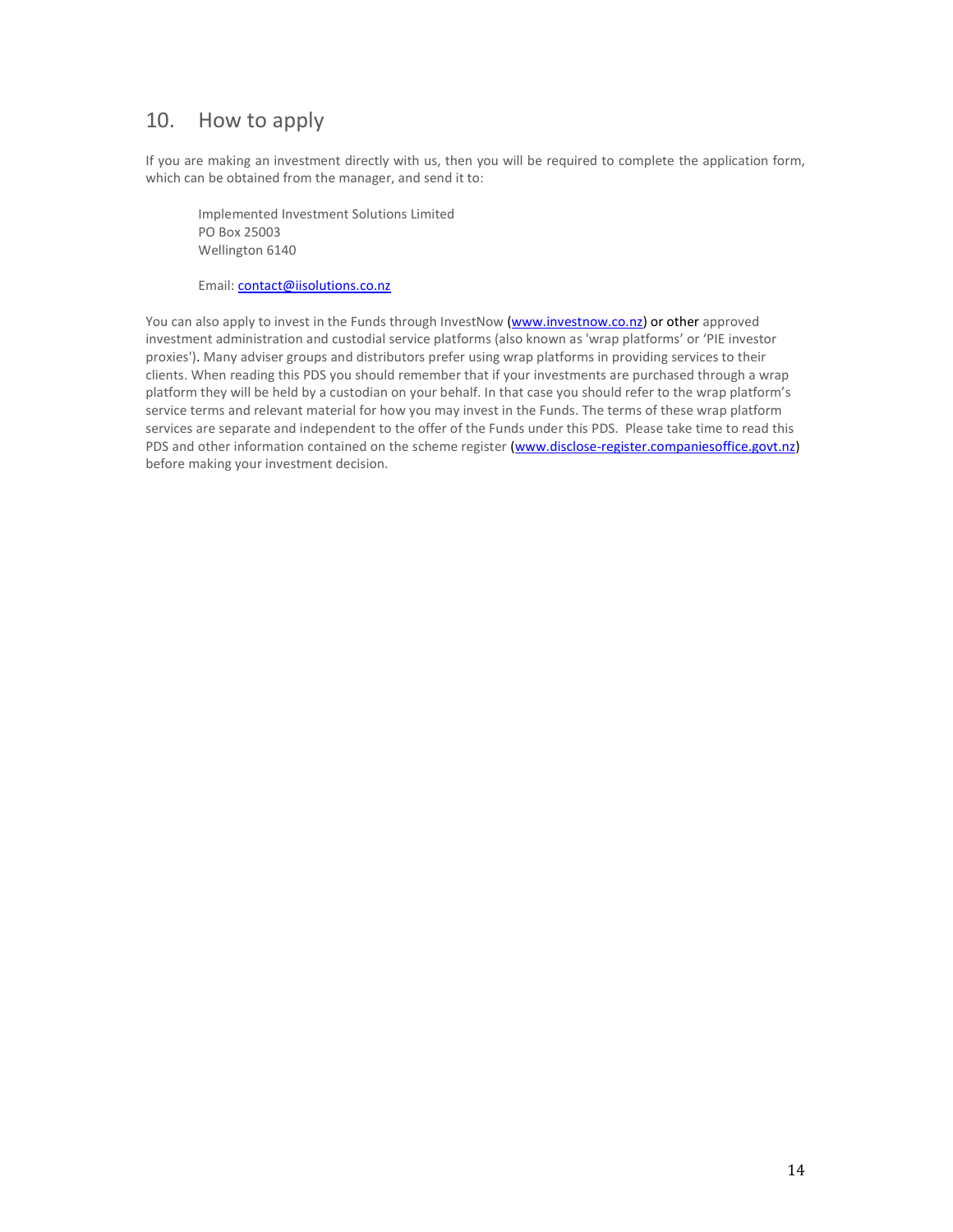## 10. How to apply

If you are making an investment directly with us, then you will be required to complete the application form, which can be obtained from the manager, and send it to:

Implemented Investment Solutions Limited
PO Box 25003
Wellington 6140

Email: contact@iisolutions.co.nz

You can also apply to invest in the Funds through InvestNow (www.investnow.co.nz) or other approved investment administration and custodial service platforms (also known as 'wrap platforms' or 'PIE investor proxies'). Many adviser groups and distributors prefer using wrap platforms in providing services to their clients. When reading this PDS you should remember that if your investments are purchased through a wrap platform they will be held by a custodian on your behalf. In that case you should refer to the wrap platform's service terms and relevant material for how you may invest in the Funds. The terms of these wrap platform services are separate and independent to the offer of the Funds under this PDS. Please take time to read this PDS and other information contained on the scheme register (www.disclose-register.companiesoffice.govt.nz) before making your investment decision.